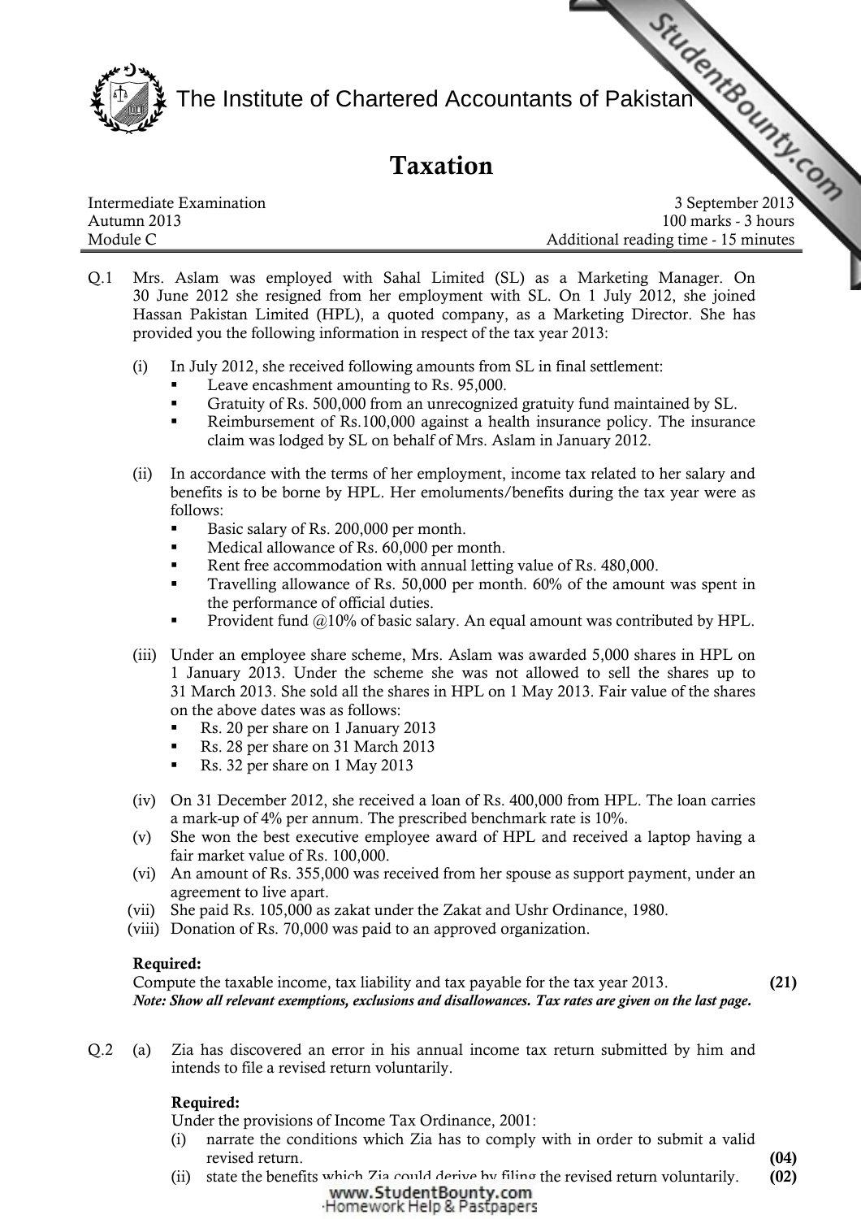# The Institute of Chartered Accountants of Pakistan

## Taxation

| | |
|---|---|
| Intermediate Examination | 3 September 2013 |
| Autumn 2013 | 100 marks - 3 hours |
| Module C | Additional reading time - 15 minutes |

Q.1 Mrs. Aslam was employed with Sahal Limited (SL) as a Marketing Manager. On 30 June 2012 she resigned from her employment with SL. On 1 July 2012, she joined Hassan Pakistan Limited (HPL), a quoted company, as a Marketing Director. She has provided you the following information in respect of the tax year 2013:

(i) In July 2012, she received following amounts from SL in final settlement:
- Leave encashment amounting to Rs. 95,000.
- Gratuity of Rs. 500,000 from an unrecognized gratuity fund maintained by SL.
- Reimbursement of Rs.100,000 against a health insurance policy. The insurance claim was lodged by SL on behalf of Mrs. Aslam in January 2012.

(ii) In accordance with the terms of her employment, income tax related to her salary and benefits is to be borne by HPL. Her emoluments/benefits during the tax year were as follows:
- Basic salary of Rs. 200,000 per month.
- Medical allowance of Rs. 60,000 per month.
- Rent free accommodation with annual letting value of Rs. 480,000.
- Travelling allowance of Rs. 50,000 per month. 60% of the amount was spent in the performance of official duties.
- Provident fund @10% of basic salary. An equal amount was contributed by HPL.

(iii) Under an employee share scheme, Mrs. Aslam was awarded 5,000 shares in HPL on 1 January 2013. Under the scheme she was not allowed to sell the shares up to 31 March 2013. She sold all the shares in HPL on 1 May 2013. Fair value of the shares on the above dates was as follows:
- Rs. 20 per share on 1 January 2013
- Rs. 28 per share on 31 March 2013
- Rs. 32 per share on 1 May 2013

(iv) On 31 December 2012, she received a loan of Rs. 400,000 from HPL. The loan carries a mark-up of 4% per annum. The prescribed benchmark rate is 10%.

(v) She won the best executive employee award of HPL and received a laptop having a fair market value of Rs. 100,000.

(vi) An amount of Rs. 355,000 was received from her spouse as support payment, under an agreement to live apart.

(vii) She paid Rs. 105,000 as zakat under the Zakat and Ushr Ordinance, 1980.

(viii) Donation of Rs. 70,000 was paid to an approved organization.

**Required:**

Compute the taxable income, tax liability and tax payable for the tax year 2013. **(21)**

***Note: Show all relevant exemptions, exclusions and disallowances. Tax rates are given on the last page.***

Q.2 (a) Zia has discovered an error in his annual income tax return submitted by him and intends to file a revised return voluntarily.

**Required:**

Under the provisions of Income Tax Ordinance, 2001:

(i) narrate the conditions which Zia has to comply with in order to submit a valid revised return. **(04)**

(ii) state the benefits which Zia could derive by filing the revised return voluntarily. **(02)**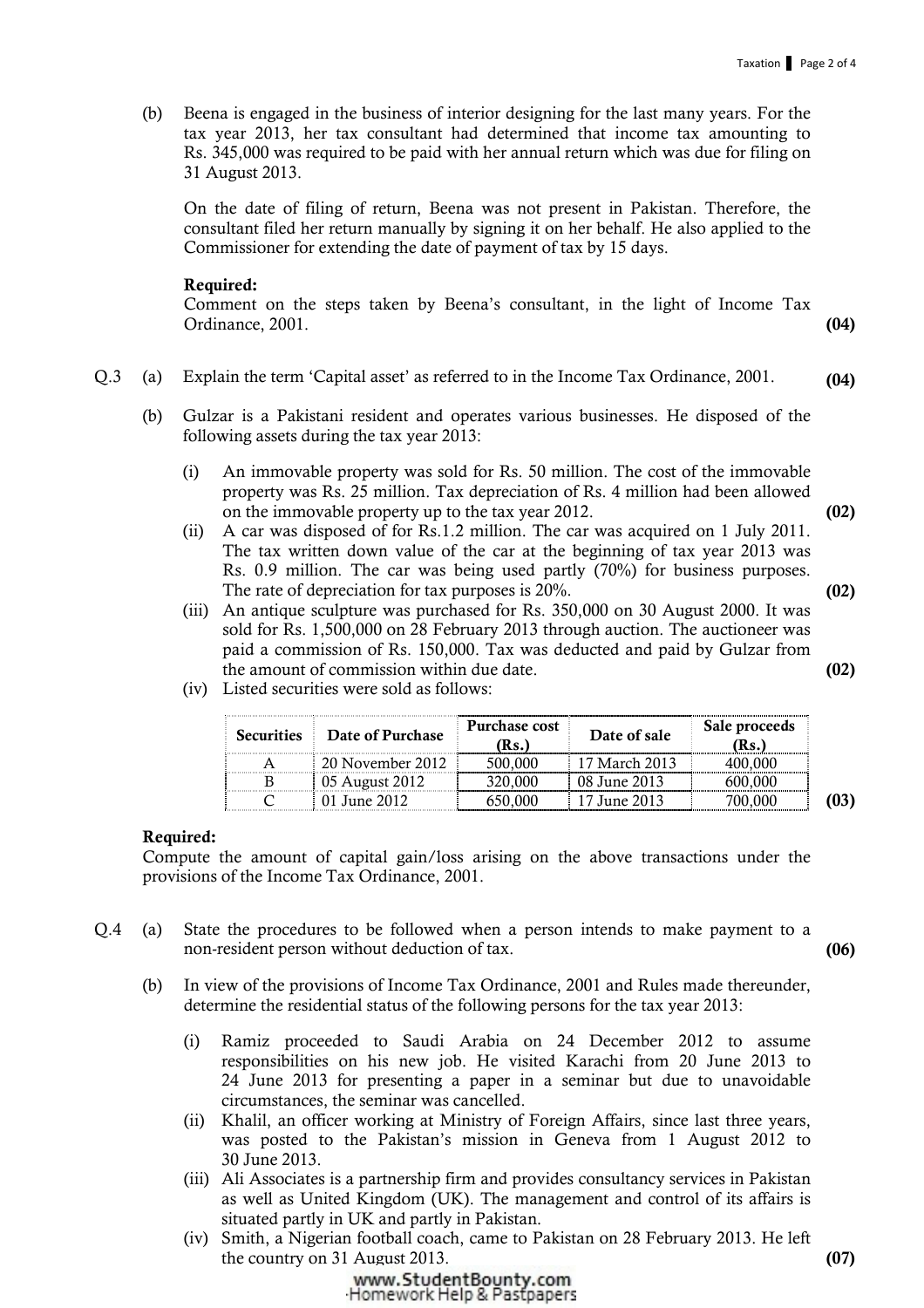(b) Beena is engaged in the business of interior designing for the last many years. For the tax year 2013, her tax consultant had determined that income tax amounting to Rs. 345,000 was required to be paid with her annual return which was due for filing on 31 August 2013.

On the date of filing of return, Beena was not present in Pakistan. Therefore, the consultant filed her return manually by signing it on her behalf. He also applied to the Commissioner for extending the date of payment of tax by 15 days.

**Required:**
Comment on the steps taken by Beena's consultant, in the light of Income Tax Ordinance, 2001. **(04)**

Q.3 (a) Explain the term 'Capital asset' as referred to in the Income Tax Ordinance, 2001. **(04)**

(b) Gulzar is a Pakistani resident and operates various businesses. He disposed of the following assets during the tax year 2013:

(i) An immovable property was sold for Rs. 50 million. The cost of the immovable property was Rs. 25 million. Tax depreciation of Rs. 4 million had been allowed on the immovable property up to the tax year 2012. **(02)**

(ii) A car was disposed of for Rs.1.2 million. The car was acquired on 1 July 2011. The tax written down value of the car at the beginning of tax year 2013 was Rs. 0.9 million. The car was being used partly (70%) for business purposes. The rate of depreciation for tax purposes is 20%. **(02)**

(iii) An antique sculpture was purchased for Rs. 350,000 on 30 August 2000. It was sold for Rs. 1,500,000 on 28 February 2013 through auction. The auctioneer was paid a commission of Rs. 150,000. Tax was deducted and paid by Gulzar from the amount of commission within due date. **(02)**

(iv) Listed securities were sold as follows:

| Securities | Date of Purchase | Purchase cost (Rs.) | Date of sale | Sale proceeds (Rs.) |
|---|---|---|---|---|
| A | 20 November 2012 | 500,000 | 17 March 2013 | 400,000 |
| B | 05 August 2012 | 320,000 | 08 June 2013 | 600,000 |
| C | 01 June 2012 | 650,000 | 17 June 2013 | 700,000 |

**(03)**

**Required:**
Compute the amount of capital gain/loss arising on the above transactions under the provisions of the Income Tax Ordinance, 2001.

Q.4 (a) State the procedures to be followed when a person intends to make payment to a non-resident person without deduction of tax. **(06)**

(b) In view of the provisions of Income Tax Ordinance, 2001 and Rules made thereunder, determine the residential status of the following persons for the tax year 2013:

(i) Ramiz proceeded to Saudi Arabia on 24 December 2012 to assume responsibilities on his new job. He visited Karachi from 20 June 2013 to 24 June 2013 for presenting a paper in a seminar but due to unavoidable circumstances, the seminar was cancelled.

(ii) Khalil, an officer working at Ministry of Foreign Affairs, since last three years, was posted to the Pakistan's mission in Geneva from 1 August 2012 to 30 June 2013.

(iii) Ali Associates is a partnership firm and provides consultancy services in Pakistan as well as United Kingdom (UK). The management and control of its affairs is situated partly in UK and partly in Pakistan.

(iv) Smith, a Nigerian football coach, came to Pakistan on 28 February 2013. He left the country on 31 August 2013. **(07)**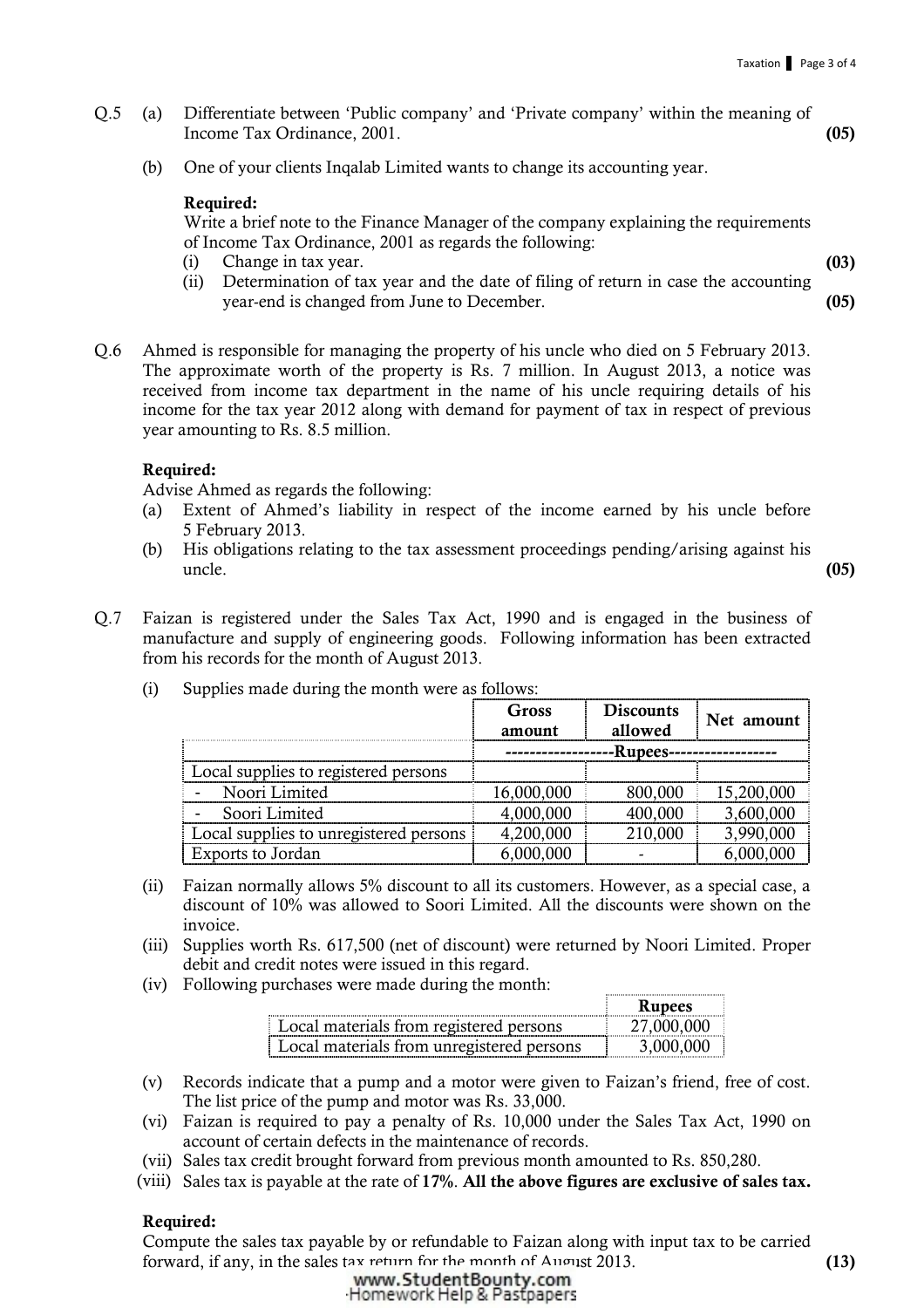Q.5 (a) Differentiate between 'Public company' and 'Private company' within the meaning of Income Tax Ordinance, 2001. **(05)**

(b) One of your clients Inqalab Limited wants to change its accounting year.

**Required:**
Write a brief note to the Finance Manager of the company explaining the requirements of Income Tax Ordinance, 2001 as regards the following:

(i) Change in tax year. **(03)**

(ii) Determination of tax year and the date of filing of return in case the accounting year-end is changed from June to December. **(05)**

Q.6 Ahmed is responsible for managing the property of his uncle who died on 5 February 2013. The approximate worth of the property is Rs. 7 million. In August 2013, a notice was received from income tax department in the name of his uncle requiring details of his income for the tax year 2012 along with demand for payment of tax in respect of previous year amounting to Rs. 8.5 million.

**Required:**
Advise Ahmed as regards the following:

(a) Extent of Ahmed's liability in respect of the income earned by his uncle before 5 February 2013.

(b) His obligations relating to the tax assessment proceedings pending/arising against his uncle. **(05)**

Q.7 Faizan is registered under the Sales Tax Act, 1990 and is engaged in the business of manufacture and supply of engineering goods. Following information has been extracted from his records for the month of August 2013.

(i) Supplies made during the month were as follows:

| | Gross amount | Discounts allowed | Net amount |
|---|---|---|---|
| | -----------------Rupees----------------- | | |
| Local supplies to registered persons | | | |
| - Noori Limited | 16,000,000 | 800,000 | 15,200,000 |
| - Soori Limited | 4,000,000 | 400,000 | 3,600,000 |
| Local supplies to unregistered persons | 4,200,000 | 210,000 | 3,990,000 |
| Exports to Jordan | 6,000,000 | - | 6,000,000 |

(ii) Faizan normally allows 5% discount to all its customers. However, as a special case, a discount of 10% was allowed to Soori Limited. All the discounts were shown on the invoice.

(iii) Supplies worth Rs. 617,500 (net of discount) were returned by Noori Limited. Proper debit and credit notes were issued in this regard.

(iv) Following purchases were made during the month:

| | Rupees |
|---|---|
| Local materials from registered persons | 27,000,000 |
| Local materials from unregistered persons | 3,000,000 |

(v) Records indicate that a pump and a motor were given to Faizan's friend, free of cost. The list price of the pump and motor was Rs. 33,000.

(vi) Faizan is required to pay a penalty of Rs. 10,000 under the Sales Tax Act, 1990 on account of certain defects in the maintenance of records.

(vii) Sales tax credit brought forward from previous month amounted to Rs. 850,280.

(viii) Sales tax is payable at the rate of **17%**. **All the above figures are exclusive of sales tax.**

**Required:**
Compute the sales tax payable by or refundable to Faizan along with input tax to be carried forward, if any, in the sales tax return for the month of August 2013. **(13)**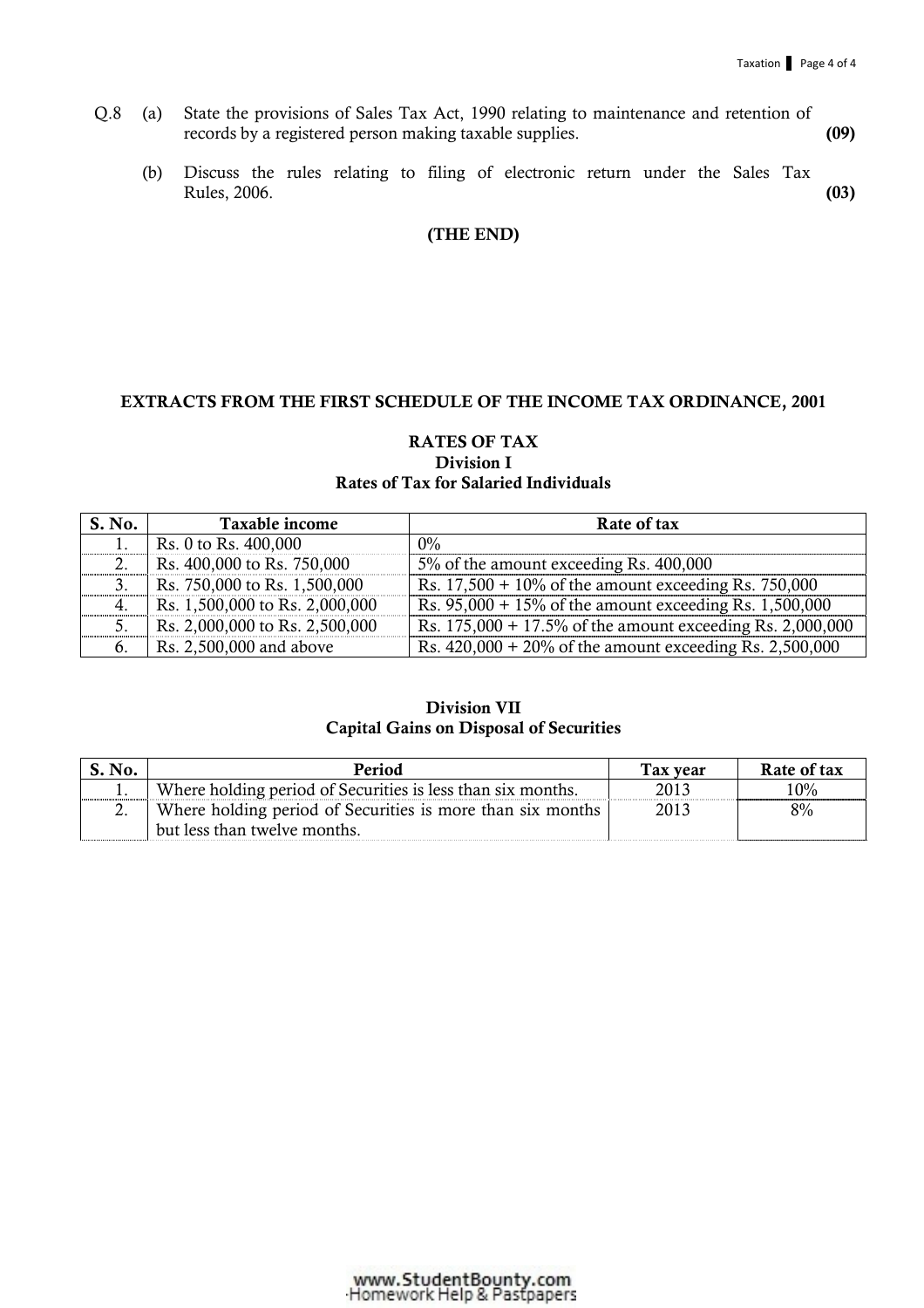Q.8 (a) State the provisions of Sales Tax Act, 1990 relating to maintenance and retention of records by a registered person making taxable supplies. **(09)**

(b) Discuss the rules relating to filing of electronic return under the Sales Tax Rules, 2006. **(03)**

**(THE END)**

## EXTRACTS FROM THE FIRST SCHEDULE OF THE INCOME TAX ORDINANCE, 2001

### RATES OF TAX
### Division I
### Rates of Tax for Salaried Individuals

| S. No. | Taxable income | Rate of tax |
|---|---|---|
| 1. | Rs. 0 to Rs. 400,000 | 0% |
| 2. | Rs. 400,000 to Rs. 750,000 | 5% of the amount exceeding Rs. 400,000 |
| 3. | Rs. 750,000 to Rs. 1,500,000 | Rs. 17,500 + 10% of the amount exceeding Rs. 750,000 |
| 4. | Rs. 1,500,000 to Rs. 2,000,000 | Rs. 95,000 + 15% of the amount exceeding Rs. 1,500,000 |
| 5. | Rs. 2,000,000 to Rs. 2,500,000 | Rs. 175,000 + 17.5% of the amount exceeding Rs. 2,000,000 |
| 6. | Rs. 2,500,000 and above | Rs. 420,000 + 20% of the amount exceeding Rs. 2,500,000 |

### Division VII
### Capital Gains on Disposal of Securities

| S. No. | Period | Tax year | Rate of tax |
|---|---|---|---|
| 1. | Where holding period of Securities is less than six months. | 2013 | 10% |
| 2. | Where holding period of Securities is more than six months but less than twelve months. | 2013 | 8% |